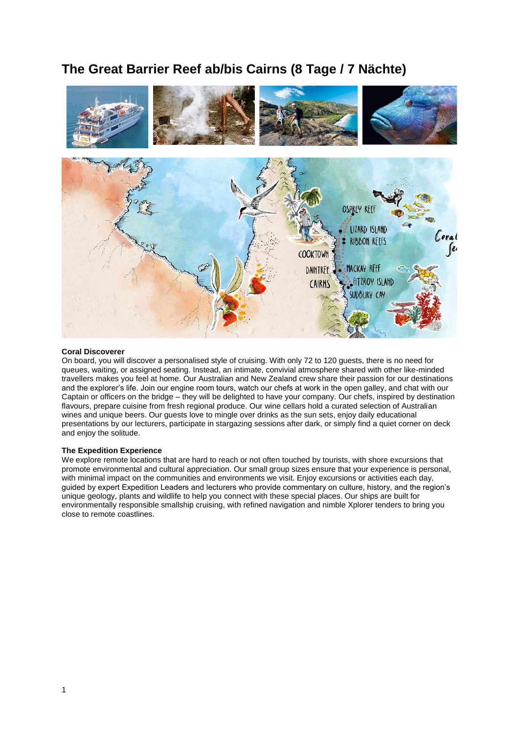# The Great Barrier Reef ab/bis Cairns (8 Tage / 7 Nächte)

**Coral Discoverer**

On board, you will discover a personalised style of cruising. With only 72 to 120 guests, there is no need for queues, waiting, or assigned seating. Instead, an intimate, convivial atmosphere shared with other like-minded travellers makes you feel at home. Our Australian and New Zealand crew share their passion for our destinations and the explorer's life. Join our engine room tours, watch our chefs at work in the open galley, and chat with our Captain or officers on the bridge – they will be delighted to have your company. Our chefs, inspired by destination flavours, prepare cuisine from fresh regional produce. Our wine cellars hold a curated selection of Australian wines and unique beers. Our guests love to mingle over drinks as the sun sets, enjoy daily educational presentations by our lecturers, participate in stargazing sessions after dark, or simply find a quiet corner on deck and enjoy the solitude.

**The Expedition Experience**

We explore remote locations that are hard to reach or not often touched by tourists, with shore excursions that promote environmental and cultural appreciation. Our small group sizes ensure that your experience is personal, with minimal impact on the communities and environments we visit. Enjoy excursions or activities each day, guided by expert Expedition Leaders and lecturers who provide commentary on culture, history, and the region's unique geology, plants and wildlife to help you connect with these special places. Our ships are built for environmentally responsible smallship cruising, with refined navigation and nimble Xplorer tenders to bring you close to remote coastlines.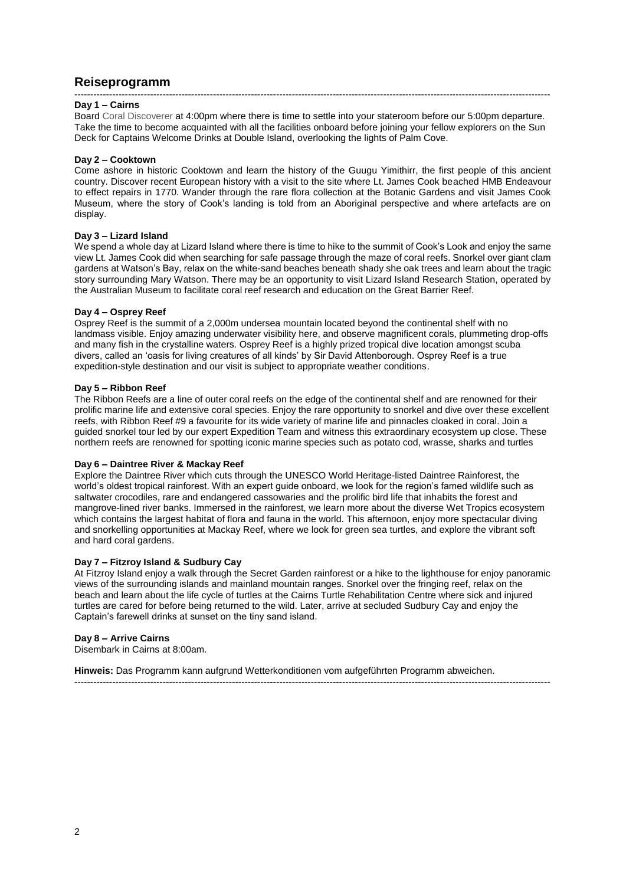## Reiseprogramm

---

**Day 1 – Cairns**
Board Coral Discoverer at 4:00pm where there is time to settle into your stateroom before our 5:00pm departure. Take the time to become acquainted with all the facilities onboard before joining your fellow explorers on the Sun Deck for Captains Welcome Drinks at Double Island, overlooking the lights of Palm Cove.

**Day 2 – Cooktown**
Come ashore in historic Cooktown and learn the history of the Guugu Yimithirr, the first people of this ancient country. Discover recent European history with a visit to the site where Lt. James Cook beached HMB Endeavour to effect repairs in 1770. Wander through the rare flora collection at the Botanic Gardens and visit James Cook Museum, where the story of Cook's landing is told from an Aboriginal perspective and where artefacts are on display.

**Day 3 – Lizard Island**
We spend a whole day at Lizard Island where there is time to hike to the summit of Cook's Look and enjoy the same view Lt. James Cook did when searching for safe passage through the maze of coral reefs. Snorkel over giant clam gardens at Watson's Bay, relax on the white-sand beaches beneath shady she oak trees and learn about the tragic story surrounding Mary Watson. There may be an opportunity to visit Lizard Island Research Station, operated by the Australian Museum to facilitate coral reef research and education on the Great Barrier Reef.

**Day 4 – Osprey Reef**
Osprey Reef is the summit of a 2,000m undersea mountain located beyond the continental shelf with no landmass visible. Enjoy amazing underwater visibility here, and observe magnificent corals, plummeting drop-offs and many fish in the crystalline waters. Osprey Reef is a highly prized tropical dive location amongst scuba divers, called an 'oasis for living creatures of all kinds' by Sir David Attenborough. Osprey Reef is a true expedition-style destination and our visit is subject to appropriate weather conditions.

**Day 5 – Ribbon Reef**
The Ribbon Reefs are a line of outer coral reefs on the edge of the continental shelf and are renowned for their prolific marine life and extensive coral species. Enjoy the rare opportunity to snorkel and dive over these excellent reefs, with Ribbon Reef #9 a favourite for its wide variety of marine life and pinnacles cloaked in coral. Join a guided snorkel tour led by our expert Expedition Team and witness this extraordinary ecosystem up close. These northern reefs are renowned for spotting iconic marine species such as potato cod, wrasse, sharks and turtles

**Day 6 – Daintree River & Mackay Reef**
Explore the Daintree River which cuts through the UNESCO World Heritage-listed Daintree Rainforest, the world's oldest tropical rainforest. With an expert guide onboard, we look for the region's famed wildlife such as saltwater crocodiles, rare and endangered cassowaries and the prolific bird life that inhabits the forest and mangrove-lined river banks. Immersed in the rainforest, we learn more about the diverse Wet Tropics ecosystem which contains the largest habitat of flora and fauna in the world. This afternoon, enjoy more spectacular diving and snorkelling opportunities at Mackay Reef, where we look for green sea turtles, and explore the vibrant soft and hard coral gardens.

**Day 7 – Fitzroy Island & Sudbury Cay**
At Fitzroy Island enjoy a walk through the Secret Garden rainforest or a hike to the lighthouse for enjoy panoramic views of the surrounding islands and mainland mountain ranges. Snorkel over the fringing reef, relax on the beach and learn about the life cycle of turtles at the Cairns Turtle Rehabilitation Centre where sick and injured turtles are cared for before being returned to the wild. Later, arrive at secluded Sudbury Cay and enjoy the Captain's farewell drinks at sunset on the tiny sand island.

**Day 8 – Arrive Cairns**
Disembark in Cairns at 8:00am.

**Hinweis:** Das Programm kann aufgrund Wetterkonditionen vom aufgeführten Programm abweichen.

---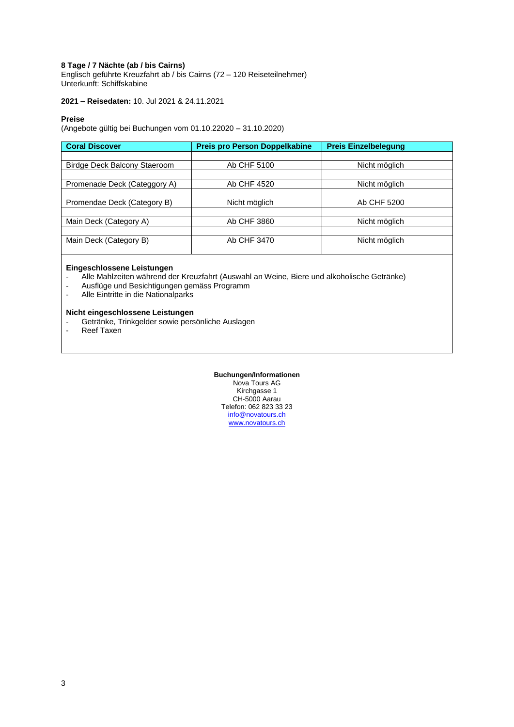**8 Tage / 7 Nächte (ab / bis Cairns)**
Englisch geführte Kreuzfahrt ab / bis Cairns (72 – 120 Reiseteilnehmer)
Unterkunft: Schiffskabine

**2021 – Reisedaten:** 10. Jul 2021 & 24.11.2021

**Preise**
(Angebote gültig bei Buchungen vom 01.10.22020 – 31.10.2020)

| Coral Discover | Preis pro Person Doppelkabine | Preis Einzelbelegung |
|---|---|---|
| | | |
| Birdge Deck Balcony Staeroom | Ab CHF 5100 | Nicht möglich |
| | | |
| Promenade Deck (Categgory A) | Ab CHF 4520 | Nicht möglich |
| | | |
| Promendae Deck (Category B) | Nicht möglich | Ab CHF 5200 |
| | | |
| Main Deck (Category A) | Ab CHF 3860 | Nicht möglich |
| | | |
| Main Deck (Category B) | Ab CHF 3470 | Nicht möglich |
| | | |

**Eingeschlossene Leistungen**
- Alle Mahlzeiten während der Kreuzfahrt (Auswahl an Weine, Biere und alkoholische Getränke)
- Ausflüge und Besichtigungen gemäss Programm
- Alle Eintritte in die Nationalparks

**Nicht eingeschlossene Leistungen**
- Getränke, Trinkgelder sowie persönliche Auslagen
- Reef Taxen

**Buchungen/Informationen**
Nova Tours AG
Kirchgasse 1
CH-5000 Aarau
Telefon: 062 823 33 23
info@novatours.ch
www.novatours.ch